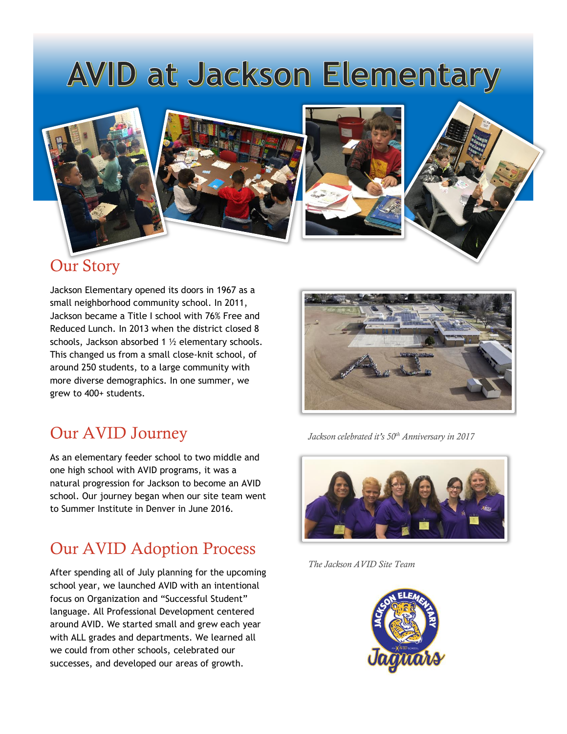# AVID at Jackson Elementary

## Our Story

Jackson Elementary opened its doors in 1967 as a small neighborhood community school. In 2011, Jackson became a Title I school with 76% Free and Reduced Lunch. In 2013 when the district closed 8 schools, Jackson absorbed 1 ½ elementary schools. This changed us from a small close-knit school, of around 250 students, to a large community with more diverse demographics. In one summer, we grew to 400+ students.

*Jackson celebrated it's 50th Anniversary in 2017*

## Our AVID Journey

As an elementary feeder school to two middle and one high school with AVID programs, it was a natural progression for Jackson to become an AVID school. Our journey began when our site team went to Summer Institute in Denver in June 2016.

*The Jackson AVID Site Team*

## Our AVID Adoption Process

After spending all of July planning for the upcoming school year, we launched AVID with an intentional focus on Organization and "Successful Student" language. All Professional Development centered around AVID. We started small and grew each year with ALL grades and departments. We learned all we could from other schools, celebrated our successes, and developed our areas of growth.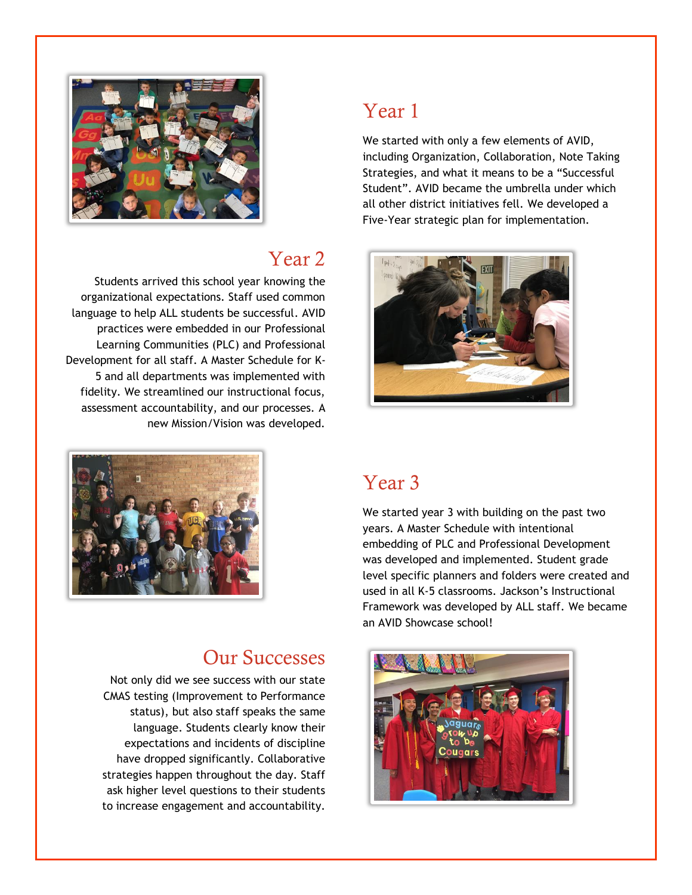## Year 1

We started with only a few elements of AVID, including Organization, Collaboration, Note Taking Strategies, and what it means to be a "Successful Student". AVID became the umbrella under which all other district initiatives fell. We developed a Five-Year strategic plan for implementation.

## Year 2

Students arrived this school year knowing the organizational expectations. Staff used common language to help ALL students be successful. AVID practices were embedded in our Professional Learning Communities (PLC) and Professional Development for all staff. A Master Schedule for K-5 and all departments was implemented with fidelity. We streamlined our instructional focus, assessment accountability, and our processes. A new Mission/Vision was developed.

## Year 3

We started year 3 with building on the past two years. A Master Schedule with intentional embedding of PLC and Professional Development was developed and implemented. Student grade level specific planners and folders were created and used in all K-5 classrooms. Jackson's Instructional Framework was developed by ALL staff. We became an AVID Showcase school!

## Our Successes

Not only did we see success with our state CMAS testing (Improvement to Performance status), but also staff speaks the same language. Students clearly know their expectations and incidents of discipline have dropped significantly. Collaborative strategies happen throughout the day. Staff ask higher level questions to their students to increase engagement and accountability.